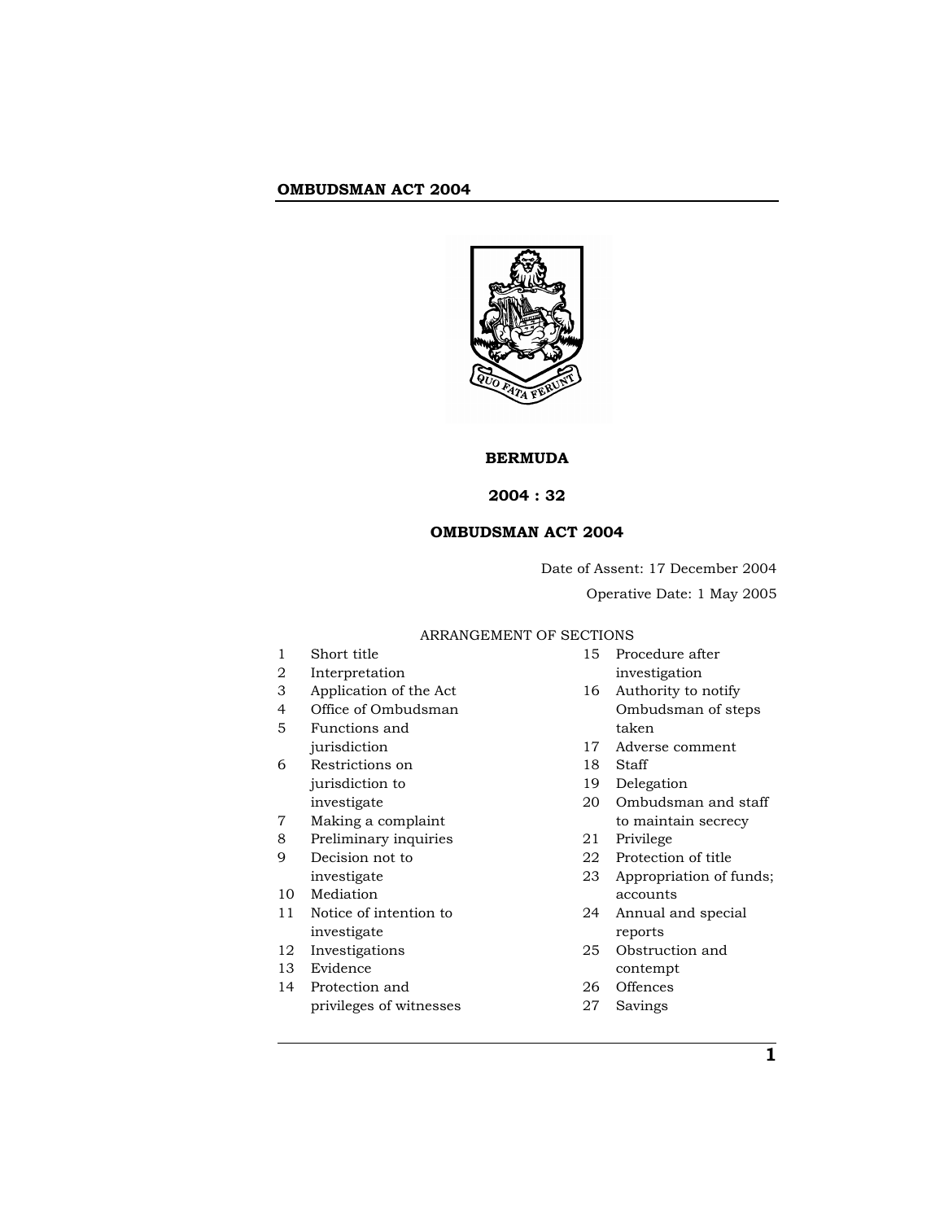# BERMUDA

## 2004 : 32

## OMBUDSMAN ACT 2004

Date of Assent: 17 December 2004

Operative Date: 1 May 2005

ARRANGEMENT OF SECTIONS

1 Short title
2 Interpretation
3 Application of the Act
4 Office of Ombudsman
5 Functions and jurisdiction
6 Restrictions on jurisdiction to investigate
7 Making a complaint
8 Preliminary inquiries
9 Decision not to investigate
10 Mediation
11 Notice of intention to investigate
12 Investigations
13 Evidence
14 Protection and privileges of witnesses
15 Procedure after investigation
16 Authority to notify Ombudsman of steps taken
17 Adverse comment
18 Staff
19 Delegation
20 Ombudsman and staff to maintain secrecy
21 Privilege
22 Protection of title
23 Appropriation of funds; accounts
24 Annual and special reports
25 Obstruction and contempt
26 Offences
27 Savings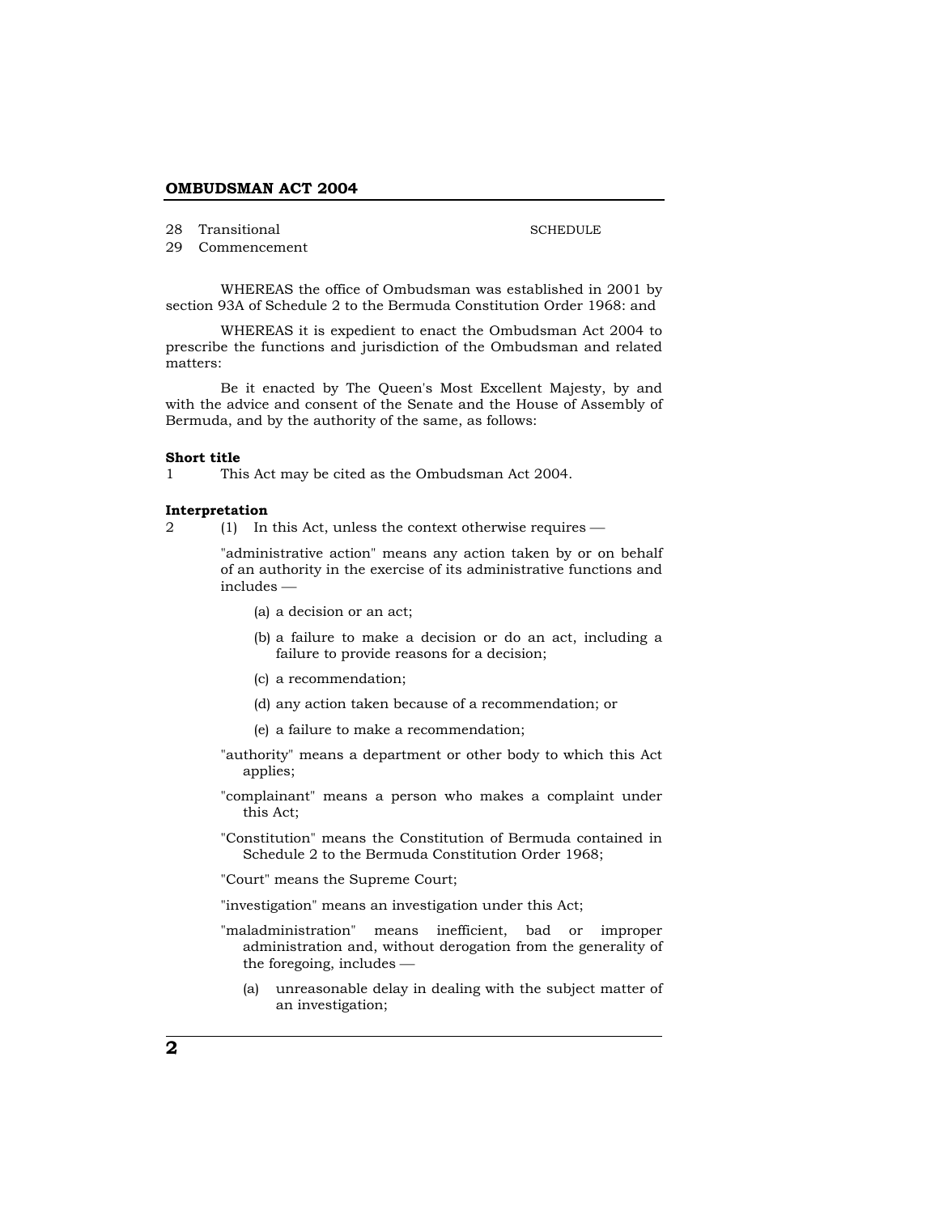28 Transitional

29 Commencement

SCHEDULE

WHEREAS the office of Ombudsman was established in 2001 by section 93A of Schedule 2 to the Bermuda Constitution Order 1968: and

WHEREAS it is expedient to enact the Ombudsman Act 2004 to prescribe the functions and jurisdiction of the Ombudsman and related matters:

Be it enacted by The Queen's Most Excellent Majesty, by and with the advice and consent of the Senate and the House of Assembly of Bermuda, and by the authority of the same, as follows:

**Short title**

1 This Act may be cited as the Ombudsman Act 2004.

**Interpretation**

2 (1) In this Act, unless the context otherwise requires —

"administrative action" means any action taken by or on behalf of an authority in the exercise of its administrative functions and includes —

(a) a decision or an act;

(b) a failure to make a decision or do an act, including a failure to provide reasons for a decision;

(c) a recommendation;

(d) any action taken because of a recommendation; or

(e) a failure to make a recommendation;

"authority" means a department or other body to which this Act applies;

"complainant" means a person who makes a complaint under this Act;

"Constitution" means the Constitution of Bermuda contained in Schedule 2 to the Bermuda Constitution Order 1968;

"Court" means the Supreme Court;

"investigation" means an investigation under this Act;

"maladministration" means inefficient, bad or improper administration and, without derogation from the generality of the foregoing, includes —

(a) unreasonable delay in dealing with the subject matter of an investigation;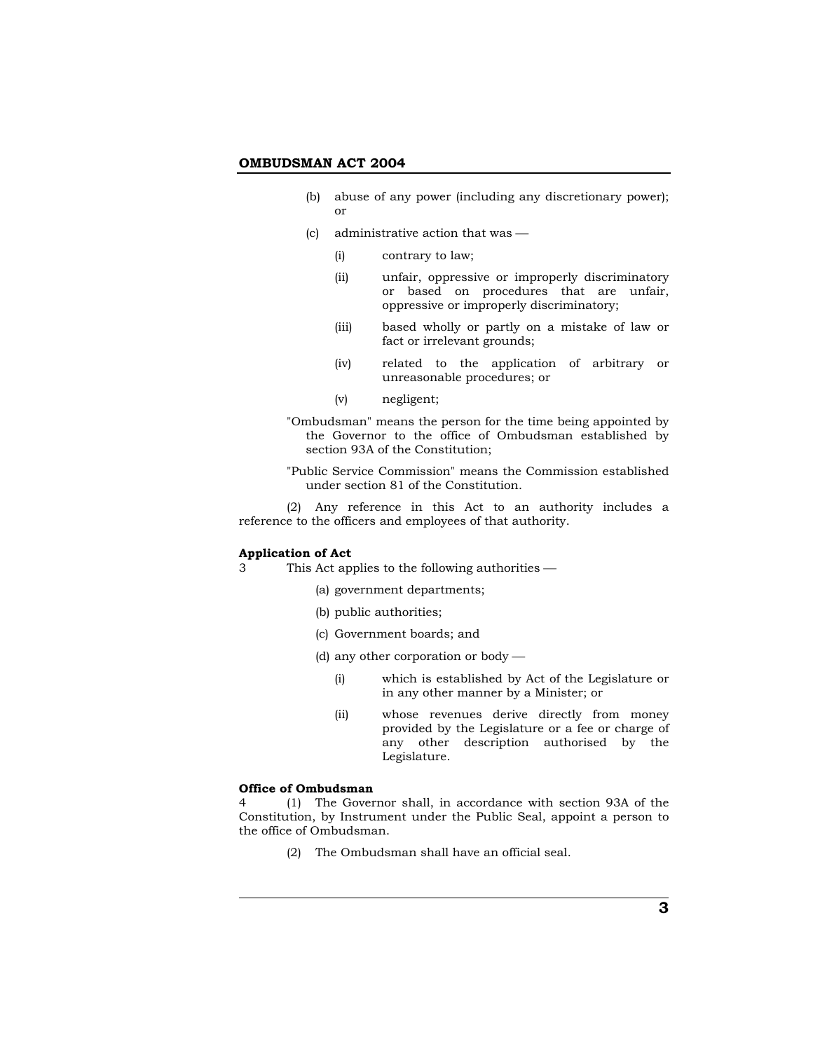(b) abuse of any power (including any discretionary power); or

(c) administrative action that was —

 (i) contrary to law;

 (ii) unfair, oppressive or improperly discriminatory or based on procedures that are unfair, oppressive or improperly discriminatory;

 (iii) based wholly or partly on a mistake of law or fact or irrelevant grounds;

 (iv) related to the application of arbitrary or unreasonable procedures; or

 (v) negligent;

"Ombudsman" means the person for the time being appointed by the Governor to the office of Ombudsman established by section 93A of the Constitution;

"Public Service Commission" means the Commission established under section 81 of the Constitution.

(2) Any reference in this Act to an authority includes a reference to the officers and employees of that authority.

**Application of Act**

3 This Act applies to the following authorities —

(a) government departments;

(b) public authorities;

(c) Government boards; and

(d) any other corporation or body —

 (i) which is established by Act of the Legislature or in any other manner by a Minister; or

 (ii) whose revenues derive directly from money provided by the Legislature or a fee or charge of any other description authorised by the Legislature.

**Office of Ombudsman**

4 (1) The Governor shall, in accordance with section 93A of the Constitution, by Instrument under the Public Seal, appoint a person to the office of Ombudsman.

(2) The Ombudsman shall have an official seal.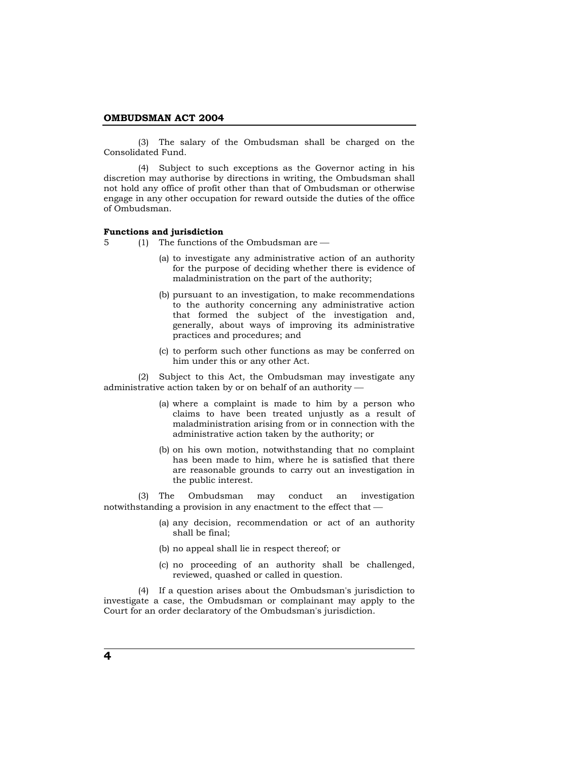(3) The salary of the Ombudsman shall be charged on the Consolidated Fund.

(4) Subject to such exceptions as the Governor acting in his discretion may authorise by directions in writing, the Ombudsman shall not hold any office of profit other than that of Ombudsman or otherwise engage in any other occupation for reward outside the duties of the office of Ombudsman.

**Functions and jurisdiction**

5 (1) The functions of the Ombudsman are —

(a) to investigate any administrative action of an authority for the purpose of deciding whether there is evidence of maladministration on the part of the authority;

(b) pursuant to an investigation, to make recommendations to the authority concerning any administrative action that formed the subject of the investigation and, generally, about ways of improving its administrative practices and procedures; and

(c) to perform such other functions as may be conferred on him under this or any other Act.

(2) Subject to this Act, the Ombudsman may investigate any administrative action taken by or on behalf of an authority —

(a) where a complaint is made to him by a person who claims to have been treated unjustly as a result of maladministration arising from or in connection with the administrative action taken by the authority; or

(b) on his own motion, notwithstanding that no complaint has been made to him, where he is satisfied that there are reasonable grounds to carry out an investigation in the public interest.

(3) The Ombudsman may conduct an investigation notwithstanding a provision in any enactment to the effect that —

(a) any decision, recommendation or act of an authority shall be final;

(b) no appeal shall lie in respect thereof; or

(c) no proceeding of an authority shall be challenged, reviewed, quashed or called in question.

(4) If a question arises about the Ombudsman's jurisdiction to investigate a case, the Ombudsman or complainant may apply to the Court for an order declaratory of the Ombudsman's jurisdiction.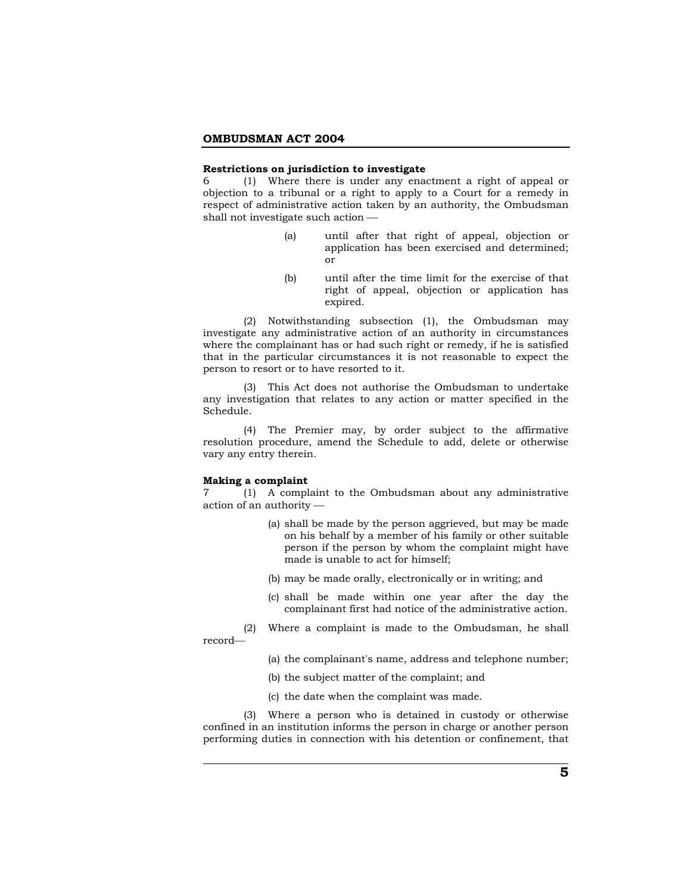**Restrictions on jurisdiction to investigate**

6 (1) Where there is under any enactment a right of appeal or objection to a tribunal or a right to apply to a Court for a remedy in respect of administrative action taken by an authority, the Ombudsman shall not investigate such action —

(a) until after that right of appeal, objection or application has been exercised and determined; or

(b) until after the time limit for the exercise of that right of appeal, objection or application has expired.

(2) Notwithstanding subsection (1), the Ombudsman may investigate any administrative action of an authority in circumstances where the complainant has or had such right or remedy, if he is satisfied that in the particular circumstances it is not reasonable to expect the person to resort or to have resorted to it.

(3) This Act does not authorise the Ombudsman to undertake any investigation that relates to any action or matter specified in the Schedule.

(4) The Premier may, by order subject to the affirmative resolution procedure, amend the Schedule to add, delete or otherwise vary any entry therein.

**Making a complaint**

7 (1) A complaint to the Ombudsman about any administrative action of an authority —

(a) shall be made by the person aggrieved, but may be made on his behalf by a member of his family or other suitable person if the person by whom the complaint might have made is unable to act for himself;

(b) may be made orally, electronically or in writing; and

(c) shall be made within one year after the day the complainant first had notice of the administrative action.

(2) Where a complaint is made to the Ombudsman, he shall record—

(a) the complainant's name, address and telephone number;

(b) the subject matter of the complaint; and

(c) the date when the complaint was made.

(3) Where a person who is detained in custody or otherwise confined in an institution informs the person in charge or another person performing duties in connection with his detention or confinement, that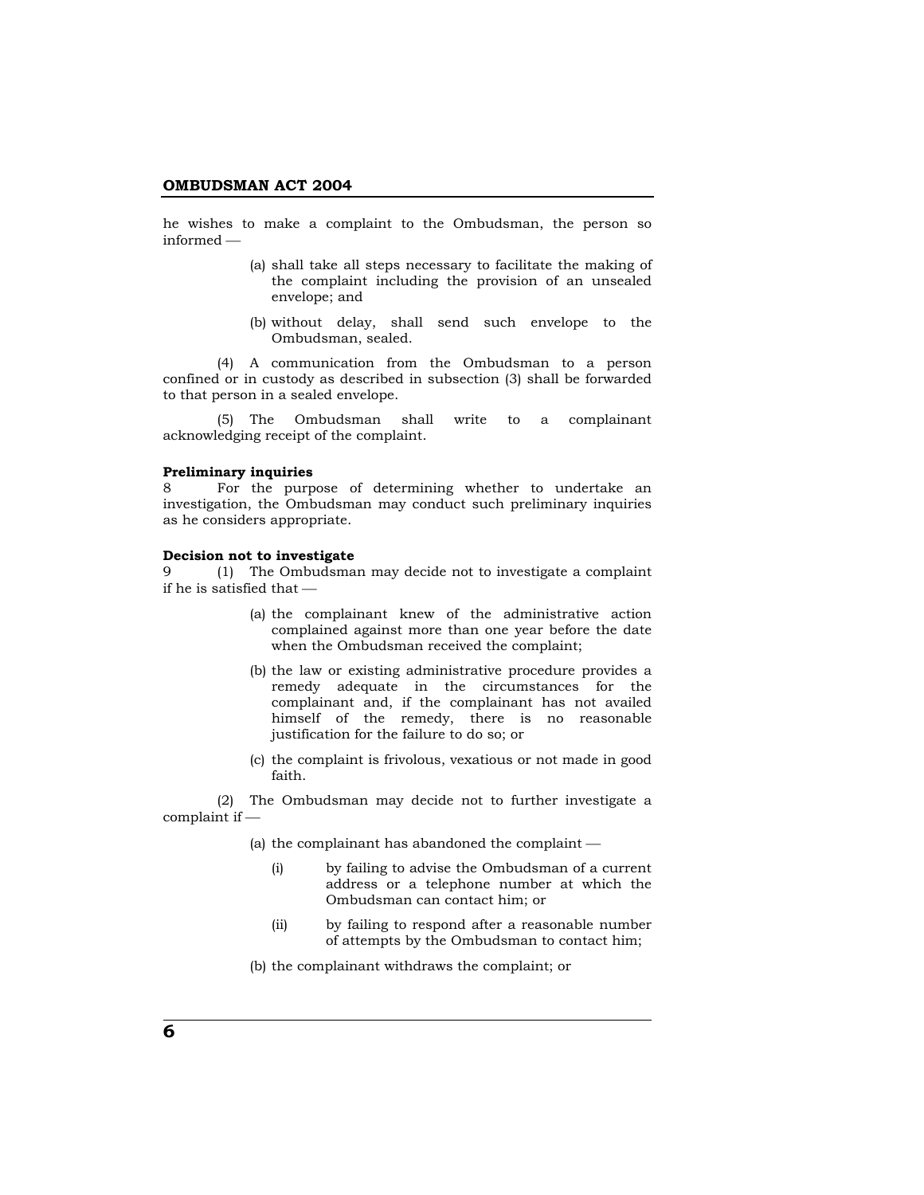he wishes to make a complaint to the Ombudsman, the person so informed —

(a) shall take all steps necessary to facilitate the making of the complaint including the provision of an unsealed envelope; and

(b) without delay, shall send such envelope to the Ombudsman, sealed.

(4) A communication from the Ombudsman to a person confined or in custody as described in subsection (3) shall be forwarded to that person in a sealed envelope.

(5) The Ombudsman shall write to a complainant acknowledging receipt of the complaint.

**Preliminary inquiries**

8 For the purpose of determining whether to undertake an investigation, the Ombudsman may conduct such preliminary inquiries as he considers appropriate.

**Decision not to investigate**

9 (1) The Ombudsman may decide not to investigate a complaint if he is satisfied that —

(a) the complainant knew of the administrative action complained against more than one year before the date when the Ombudsman received the complaint;

(b) the law or existing administrative procedure provides a remedy adequate in the circumstances for the complainant and, if the complainant has not availed himself of the remedy, there is no reasonable justification for the failure to do so; or

(c) the complaint is frivolous, vexatious or not made in good faith.

(2) The Ombudsman may decide not to further investigate a complaint if —

(a) the complainant has abandoned the complaint —

(i) by failing to advise the Ombudsman of a current address or a telephone number at which the Ombudsman can contact him; or

(ii) by failing to respond after a reasonable number of attempts by the Ombudsman to contact him;

(b) the complainant withdraws the complaint; or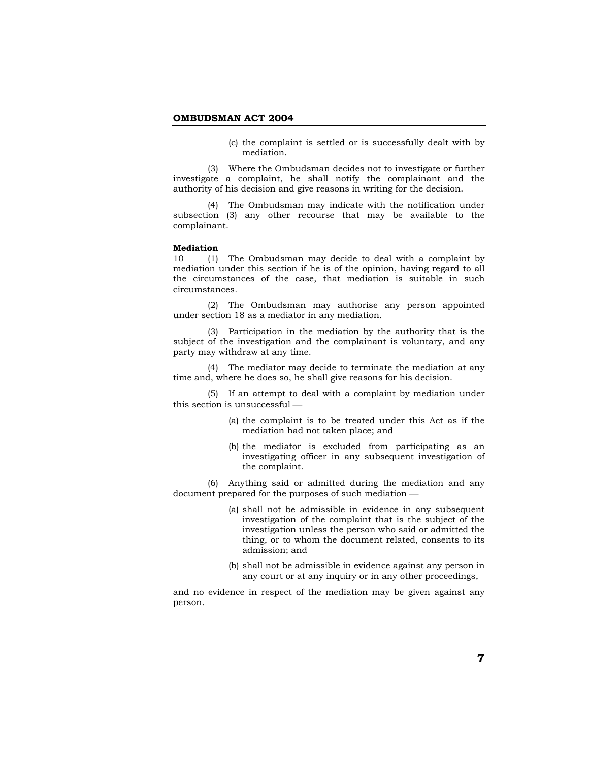(c) the complaint is settled or is successfully dealt with by mediation.

(3) Where the Ombudsman decides not to investigate or further investigate a complaint, he shall notify the complainant and the authority of his decision and give reasons in writing for the decision.

(4) The Ombudsman may indicate with the notification under subsection (3) any other recourse that may be available to the complainant.

**Mediation**

10 (1) The Ombudsman may decide to deal with a complaint by mediation under this section if he is of the opinion, having regard to all the circumstances of the case, that mediation is suitable in such circumstances.

(2) The Ombudsman may authorise any person appointed under section 18 as a mediator in any mediation.

(3) Participation in the mediation by the authority that is the subject of the investigation and the complainant is voluntary, and any party may withdraw at any time.

(4) The mediator may decide to terminate the mediation at any time and, where he does so, he shall give reasons for his decision.

(5) If an attempt to deal with a complaint by mediation under this section is unsuccessful —

(a) the complaint is to be treated under this Act as if the mediation had not taken place; and

(b) the mediator is excluded from participating as an investigating officer in any subsequent investigation of the complaint.

(6) Anything said or admitted during the mediation and any document prepared for the purposes of such mediation —

(a) shall not be admissible in evidence in any subsequent investigation of the complaint that is the subject of the investigation unless the person who said or admitted the thing, or to whom the document related, consents to its admission; and

(b) shall not be admissible in evidence against any person in any court or at any inquiry or in any other proceedings,

and no evidence in respect of the mediation may be given against any person.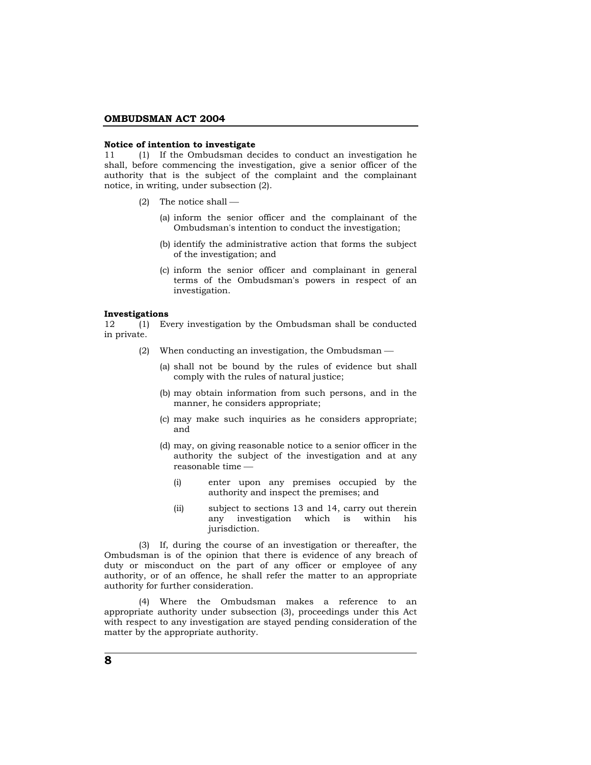**Notice of intention to investigate**

11 (1) If the Ombudsman decides to conduct an investigation he shall, before commencing the investigation, give a senior officer of the authority that is the subject of the complaint and the complainant notice, in writing, under subsection (2).

(2) The notice shall —

(a) inform the senior officer and the complainant of the Ombudsman's intention to conduct the investigation;

(b) identify the administrative action that forms the subject of the investigation; and

(c) inform the senior officer and complainant in general terms of the Ombudsman's powers in respect of an investigation.

**Investigations**

12 (1) Every investigation by the Ombudsman shall be conducted in private.

(2) When conducting an investigation, the Ombudsman —

(a) shall not be bound by the rules of evidence but shall comply with the rules of natural justice;

(b) may obtain information from such persons, and in the manner, he considers appropriate;

(c) may make such inquiries as he considers appropriate; and

(d) may, on giving reasonable notice to a senior officer in the authority the subject of the investigation and at any reasonable time —

(i) enter upon any premises occupied by the authority and inspect the premises; and

(ii) subject to sections 13 and 14, carry out therein any investigation which is within his jurisdiction.

(3) If, during the course of an investigation or thereafter, the Ombudsman is of the opinion that there is evidence of any breach of duty or misconduct on the part of any officer or employee of any authority, or of an offence, he shall refer the matter to an appropriate authority for further consideration.

(4) Where the Ombudsman makes a reference to an appropriate authority under subsection (3), proceedings under this Act with respect to any investigation are stayed pending consideration of the matter by the appropriate authority.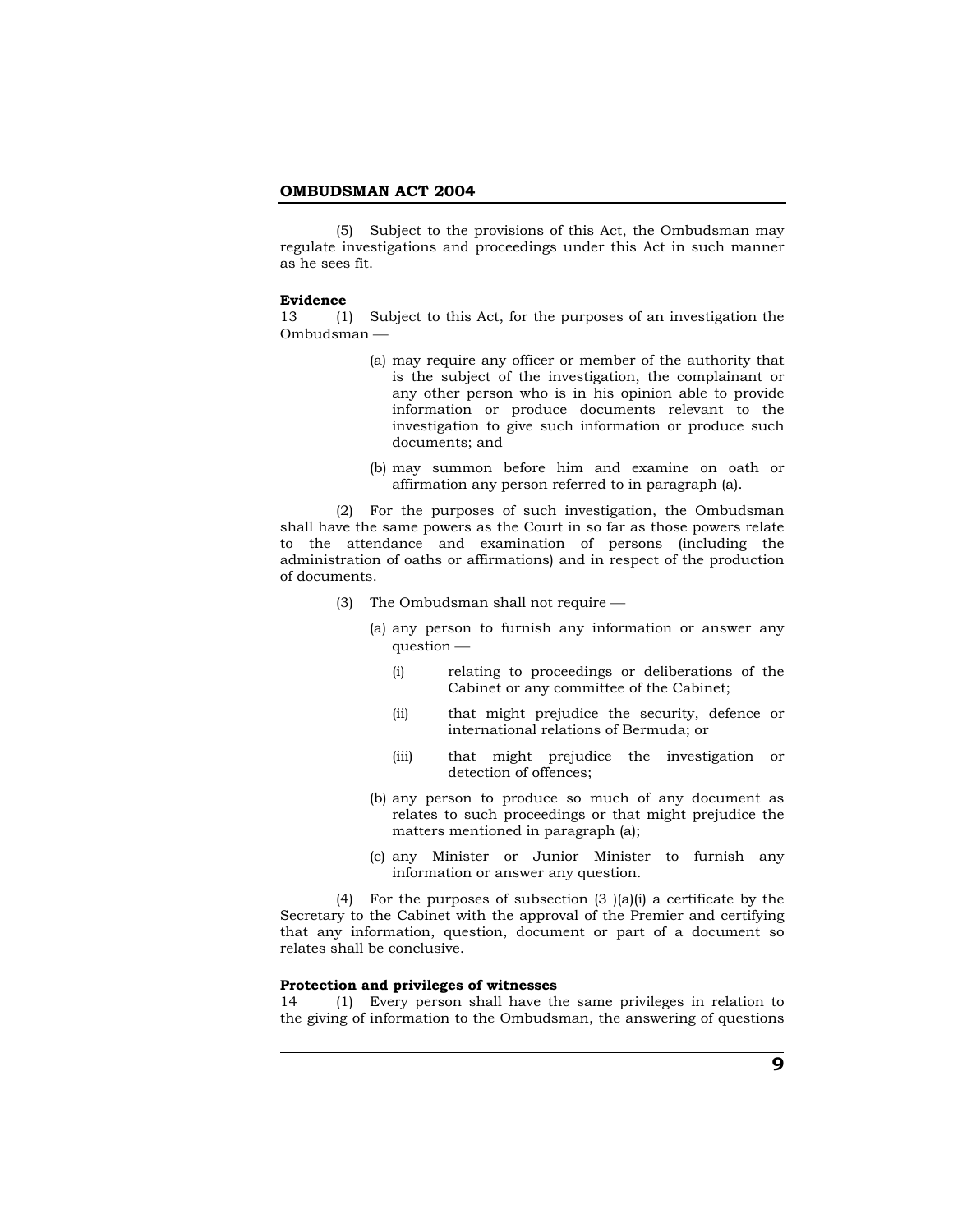(5) Subject to the provisions of this Act, the Ombudsman may regulate investigations and proceedings under this Act in such manner as he sees fit.

**Evidence**

13 (1) Subject to this Act, for the purposes of an investigation the Ombudsman —

(a) may require any officer or member of the authority that is the subject of the investigation, the complainant or any other person who is in his opinion able to provide information or produce documents relevant to the investigation to give such information or produce such documents; and

(b) may summon before him and examine on oath or affirmation any person referred to in paragraph (a).

(2) For the purposes of such investigation, the Ombudsman shall have the same powers as the Court in so far as those powers relate to the attendance and examination of persons (including the administration of oaths or affirmations) and in respect of the production of documents.

(3) The Ombudsman shall not require —

(a) any person to furnish any information or answer any question —

(i) relating to proceedings or deliberations of the Cabinet or any committee of the Cabinet;

(ii) that might prejudice the security, defence or international relations of Bermuda; or

(iii) that might prejudice the investigation or detection of offences;

(b) any person to produce so much of any document as relates to such proceedings or that might prejudice the matters mentioned in paragraph (a);

(c) any Minister or Junior Minister to furnish any information or answer any question.

(4) For the purposes of subsection (3 )(a)(i) a certificate by the Secretary to the Cabinet with the approval of the Premier and certifying that any information, question, document or part of a document so relates shall be conclusive.

**Protection and privileges of witnesses**

14 (1) Every person shall have the same privileges in relation to the giving of information to the Ombudsman, the answering of questions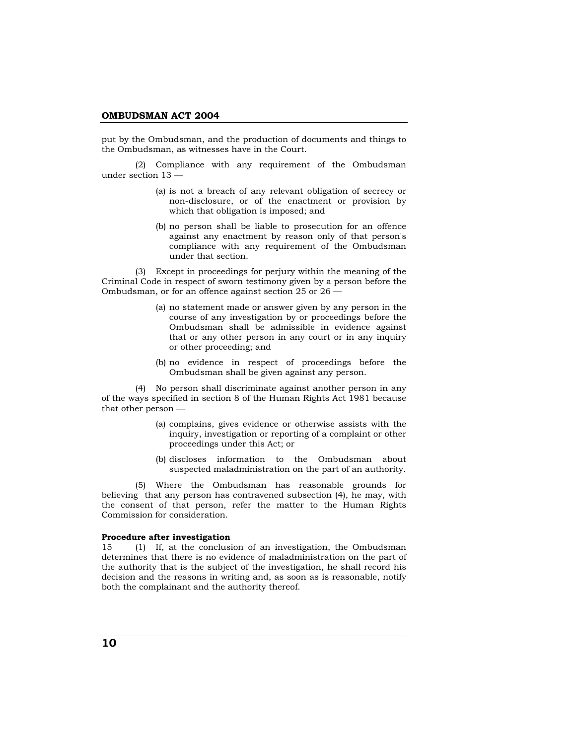put by the Ombudsman, and the production of documents and things to the Ombudsman, as witnesses have in the Court.

(2) Compliance with any requirement of the Ombudsman under section 13 —

(a) is not a breach of any relevant obligation of secrecy or non-disclosure, or of the enactment or provision by which that obligation is imposed; and

(b) no person shall be liable to prosecution for an offence against any enactment by reason only of that person's compliance with any requirement of the Ombudsman under that section.

(3) Except in proceedings for perjury within the meaning of the Criminal Code in respect of sworn testimony given by a person before the Ombudsman, or for an offence against section 25 or 26 —

(a) no statement made or answer given by any person in the course of any investigation by or proceedings before the Ombudsman shall be admissible in evidence against that or any other person in any court or in any inquiry or other proceeding; and

(b) no evidence in respect of proceedings before the Ombudsman shall be given against any person.

(4) No person shall discriminate against another person in any of the ways specified in section 8 of the Human Rights Act 1981 because that other person —

(a) complains, gives evidence or otherwise assists with the inquiry, investigation or reporting of a complaint or other proceedings under this Act; or

(b) discloses information to the Ombudsman about suspected maladministration on the part of an authority.

(5) Where the Ombudsman has reasonable grounds for believing that any person has contravened subsection (4), he may, with the consent of that person, refer the matter to the Human Rights Commission for consideration.

**Procedure after investigation**

15 (1) If, at the conclusion of an investigation, the Ombudsman determines that there is no evidence of maladministration on the part of the authority that is the subject of the investigation, he shall record his decision and the reasons in writing and, as soon as is reasonable, notify both the complainant and the authority thereof.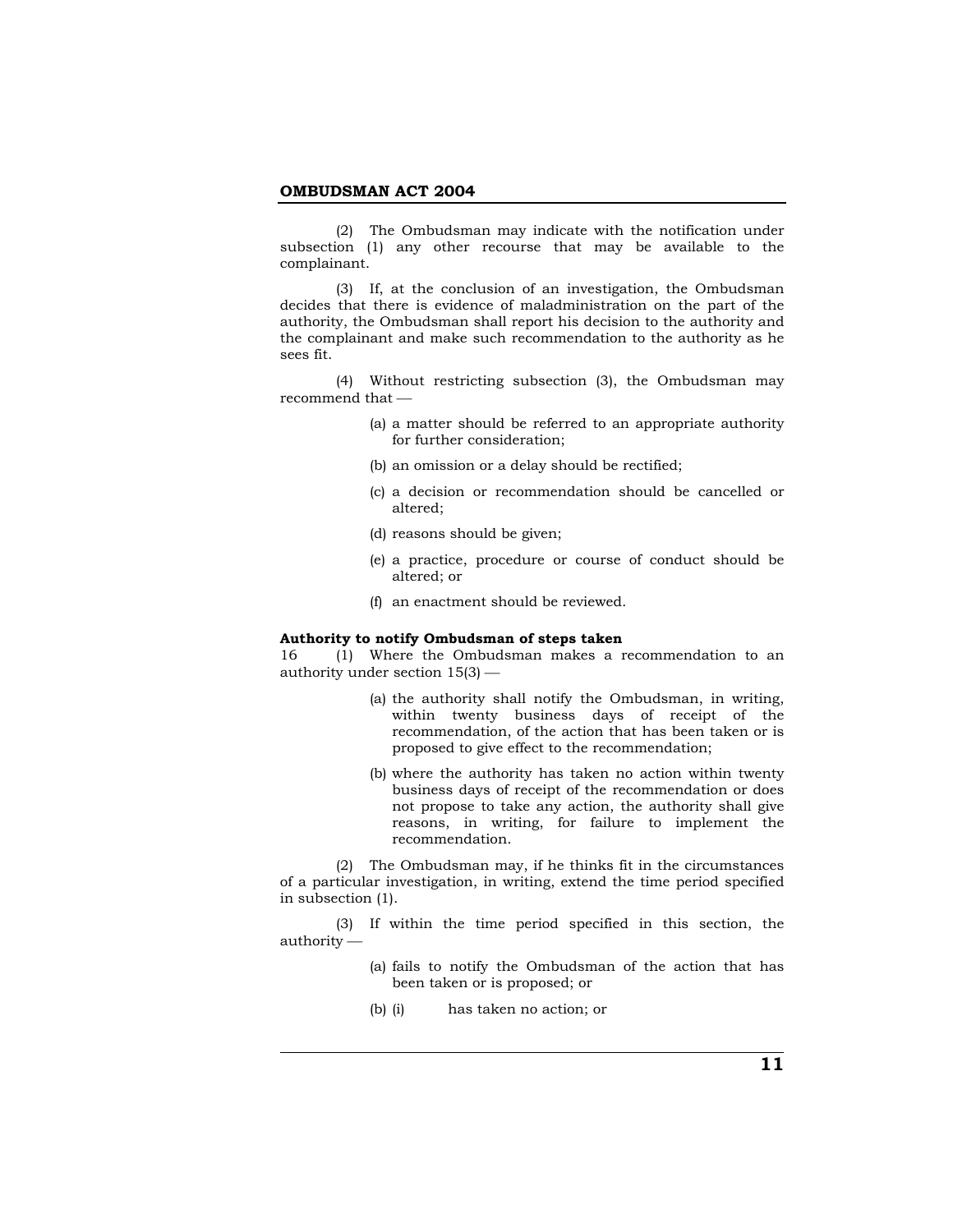(2) The Ombudsman may indicate with the notification under subsection (1) any other recourse that may be available to the complainant.

(3) If, at the conclusion of an investigation, the Ombudsman decides that there is evidence of maladministration on the part of the authority, the Ombudsman shall report his decision to the authority and the complainant and make such recommendation to the authority as he sees fit.

(4) Without restricting subsection (3), the Ombudsman may recommend that —

(a) a matter should be referred to an appropriate authority for further consideration;

(b) an omission or a delay should be rectified;

(c) a decision or recommendation should be cancelled or altered;

(d) reasons should be given;

(e) a practice, procedure or course of conduct should be altered; or

(f) an enactment should be reviewed.

**Authority to notify Ombudsman of steps taken**

16 (1) Where the Ombudsman makes a recommendation to an authority under section 15(3) —

(a) the authority shall notify the Ombudsman, in writing, within twenty business days of receipt of the recommendation, of the action that has been taken or is proposed to give effect to the recommendation;

(b) where the authority has taken no action within twenty business days of receipt of the recommendation or does not propose to take any action, the authority shall give reasons, in writing, for failure to implement the recommendation.

(2) The Ombudsman may, if he thinks fit in the circumstances of a particular investigation, in writing, extend the time period specified in subsection (1).

(3) If within the time period specified in this section, the authority —

(a) fails to notify the Ombudsman of the action that has been taken or is proposed; or

(b) (i) has taken no action; or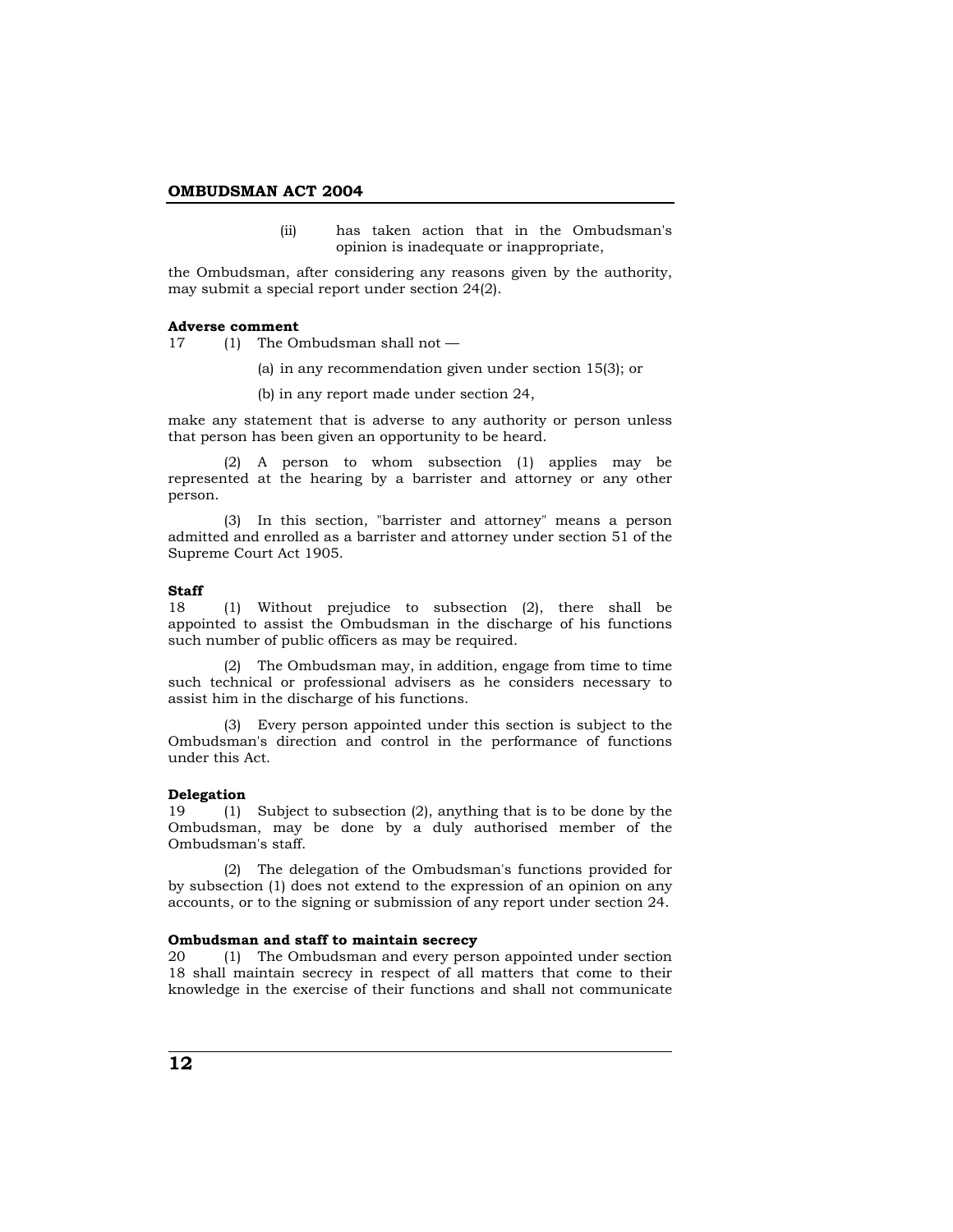(ii) has taken action that in the Ombudsman's opinion is inadequate or inappropriate,

the Ombudsman, after considering any reasons given by the authority, may submit a special report under section 24(2).

**Adverse comment**

17 (1) The Ombudsman shall not —

(a) in any recommendation given under section 15(3); or

(b) in any report made under section 24,

make any statement that is adverse to any authority or person unless that person has been given an opportunity to be heard.

(2) A person to whom subsection (1) applies may be represented at the hearing by a barrister and attorney or any other person.

(3) In this section, "barrister and attorney" means a person admitted and enrolled as a barrister and attorney under section 51 of the Supreme Court Act 1905.

**Staff**

18 (1) Without prejudice to subsection (2), there shall be appointed to assist the Ombudsman in the discharge of his functions such number of public officers as may be required.

(2) The Ombudsman may, in addition, engage from time to time such technical or professional advisers as he considers necessary to assist him in the discharge of his functions.

(3) Every person appointed under this section is subject to the Ombudsman's direction and control in the performance of functions under this Act.

**Delegation**

19 (1) Subject to subsection (2), anything that is to be done by the Ombudsman, may be done by a duly authorised member of the Ombudsman's staff.

(2) The delegation of the Ombudsman's functions provided for by subsection (1) does not extend to the expression of an opinion on any accounts, or to the signing or submission of any report under section 24.

**Ombudsman and staff to maintain secrecy**

20 (1) The Ombudsman and every person appointed under section 18 shall maintain secrecy in respect of all matters that come to their knowledge in the exercise of their functions and shall not communicate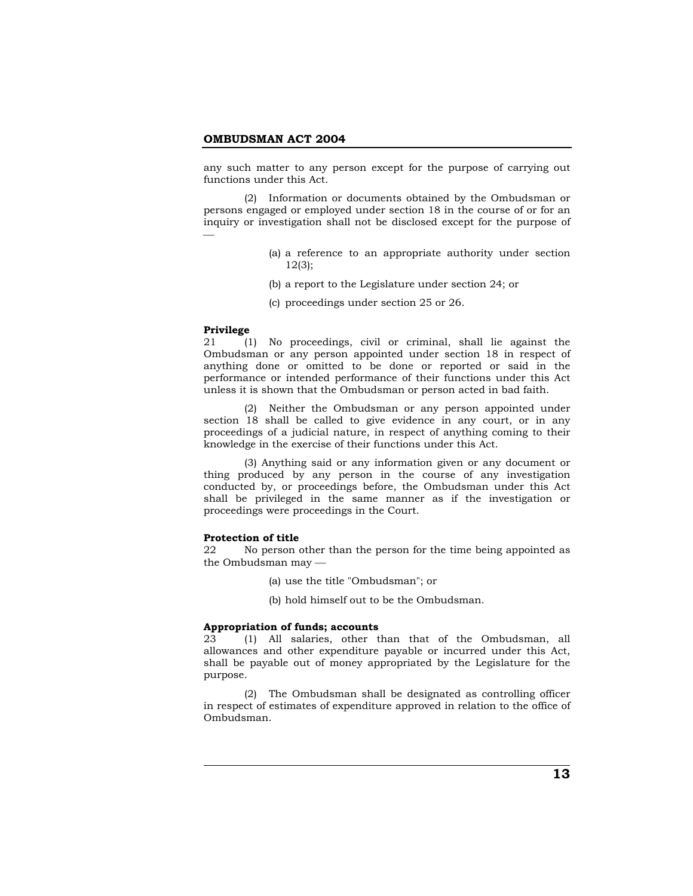any such matter to any person except for the purpose of carrying out functions under this Act.

(2) Information or documents obtained by the Ombudsman or persons engaged or employed under section 18 in the course of or for an inquiry or investigation shall not be disclosed except for the purpose of —

(a) a reference to an appropriate authority under section 12(3);

(b) a report to the Legislature under section 24; or

(c) proceedings under section 25 or 26.

**Privilege**

21 (1) No proceedings, civil or criminal, shall lie against the Ombudsman or any person appointed under section 18 in respect of anything done or omitted to be done or reported or said in the performance or intended performance of their functions under this Act unless it is shown that the Ombudsman or person acted in bad faith.

(2) Neither the Ombudsman or any person appointed under section 18 shall be called to give evidence in any court, or in any proceedings of a judicial nature, in respect of anything coming to their knowledge in the exercise of their functions under this Act.

(3) Anything said or any information given or any document or thing produced by any person in the course of any investigation conducted by, or proceedings before, the Ombudsman under this Act shall be privileged in the same manner as if the investigation or proceedings were proceedings in the Court.

**Protection of title**

22 No person other than the person for the time being appointed as the Ombudsman may —

(a) use the title "Ombudsman"; or

(b) hold himself out to be the Ombudsman.

**Appropriation of funds; accounts**

23 (1) All salaries, other than that of the Ombudsman, all allowances and other expenditure payable or incurred under this Act, shall be payable out of money appropriated by the Legislature for the purpose.

(2) The Ombudsman shall be designated as controlling officer in respect of estimates of expenditure approved in relation to the office of Ombudsman.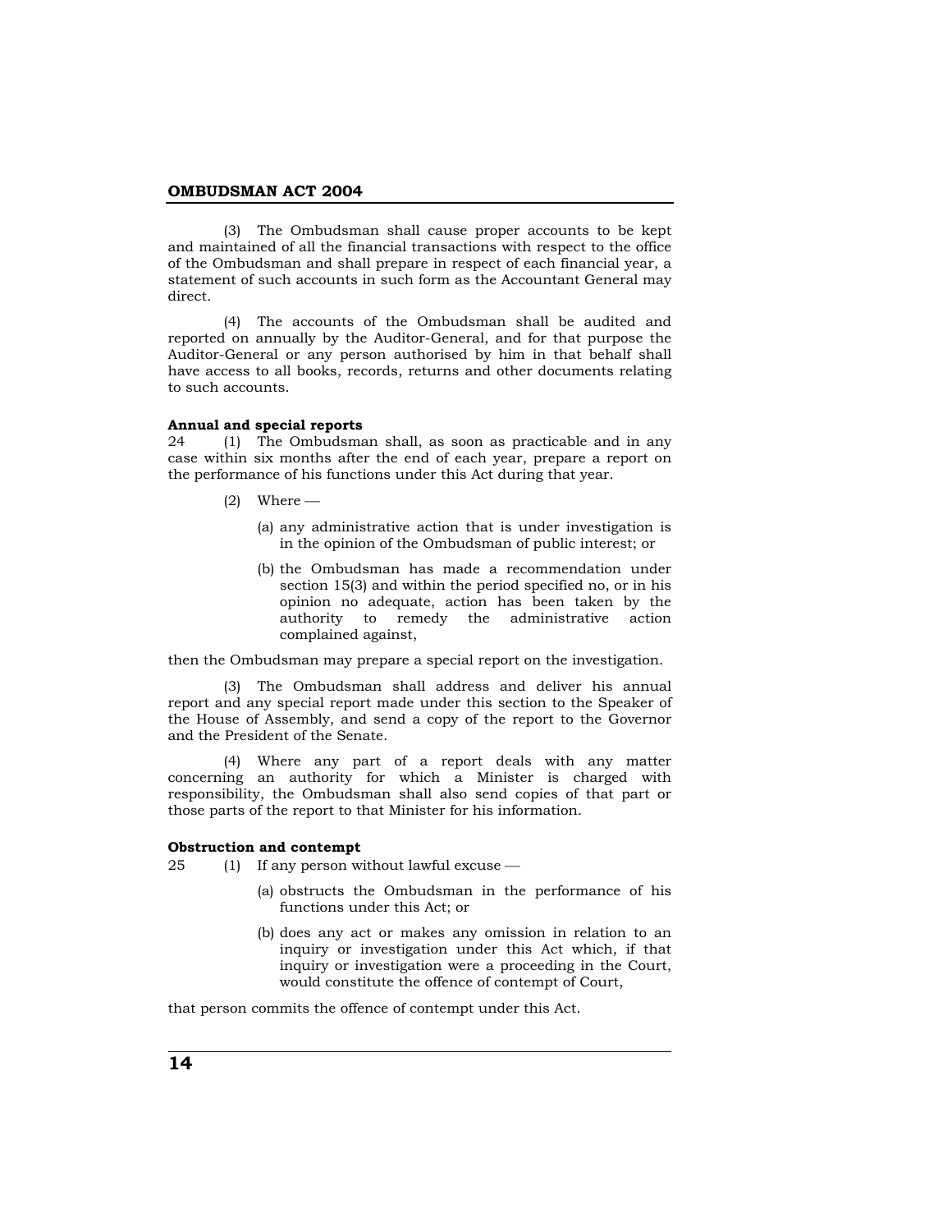(3) The Ombudsman shall cause proper accounts to be kept and maintained of all the financial transactions with respect to the office of the Ombudsman and shall prepare in respect of each financial year, a statement of such accounts in such form as the Accountant General may direct.

(4) The accounts of the Ombudsman shall be audited and reported on annually by the Auditor-General, and for that purpose the Auditor-General or any person authorised by him in that behalf shall have access to all books, records, returns and other documents relating to such accounts.

**Annual and special reports**

24 (1) The Ombudsman shall, as soon as practicable and in any case within six months after the end of each year, prepare a report on the performance of his functions under this Act during that year.

(2) Where —

(a) any administrative action that is under investigation is in the opinion of the Ombudsman of public interest; or

(b) the Ombudsman has made a recommendation under section 15(3) and within the period specified no, or in his opinion no adequate, action has been taken by the authority to remedy the administrative action complained against,

then the Ombudsman may prepare a special report on the investigation.

(3) The Ombudsman shall address and deliver his annual report and any special report made under this section to the Speaker of the House of Assembly, and send a copy of the report to the Governor and the President of the Senate.

(4) Where any part of a report deals with any matter concerning an authority for which a Minister is charged with responsibility, the Ombudsman shall also send copies of that part or those parts of the report to that Minister for his information.

**Obstruction and contempt**

25 (1) If any person without lawful excuse —

(a) obstructs the Ombudsman in the performance of his functions under this Act; or

(b) does any act or makes any omission in relation to an inquiry or investigation under this Act which, if that inquiry or investigation were a proceeding in the Court, would constitute the offence of contempt of Court,

that person commits the offence of contempt under this Act.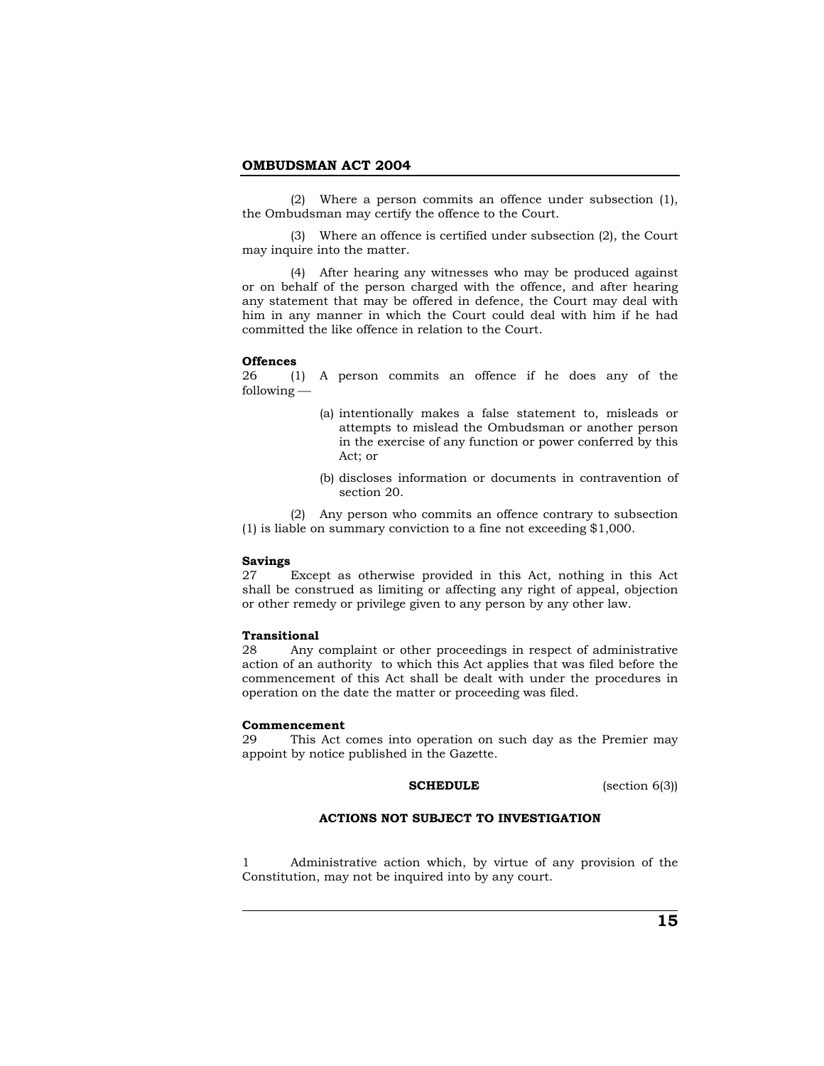(2) Where a person commits an offence under subsection (1), the Ombudsman may certify the offence to the Court.

(3) Where an offence is certified under subsection (2), the Court may inquire into the matter.

(4) After hearing any witnesses who may be produced against or on behalf of the person charged with the offence, and after hearing any statement that may be offered in defence, the Court may deal with him in any manner in which the Court could deal with him if he had committed the like offence in relation to the Court.

**Offences**

26 (1) A person commits an offence if he does any of the following —

(a) intentionally makes a false statement to, misleads or attempts to mislead the Ombudsman or another person in the exercise of any function or power conferred by this Act; or

(b) discloses information or documents in contravention of section 20.

(2) Any person who commits an offence contrary to subsection (1) is liable on summary conviction to a fine not exceeding $1,000.

**Savings**

27 Except as otherwise provided in this Act, nothing in this Act shall be construed as limiting or affecting any right of appeal, objection or other remedy or privilege given to any person by any other law.

**Transitional**

28 Any complaint or other proceedings in respect of administrative action of an authority to which this Act applies that was filed before the commencement of this Act shall be dealt with under the procedures in operation on the date the matter or proceeding was filed.

**Commencement**

29 This Act comes into operation on such day as the Premier may appoint by notice published in the Gazette.

**SCHEDULE** (section 6(3))

**ACTIONS NOT SUBJECT TO INVESTIGATION**

1 Administrative action which, by virtue of any provision of the Constitution, may not be inquired into by any court.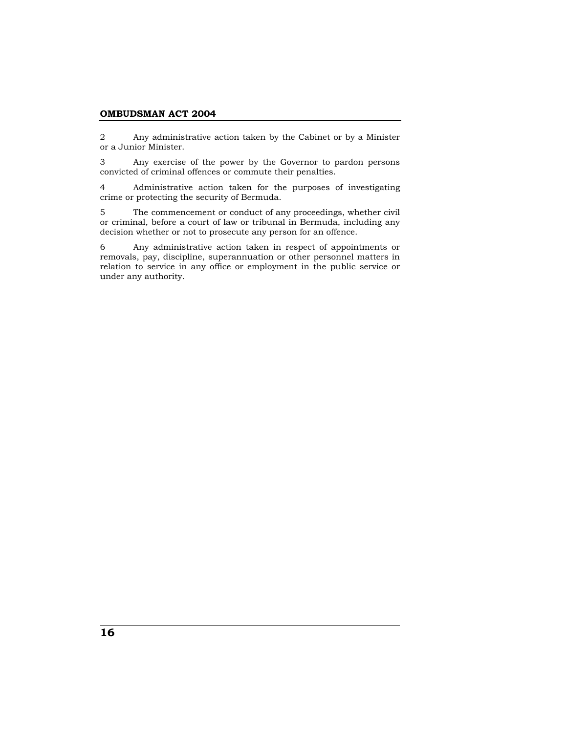2 Any administrative action taken by the Cabinet or by a Minister or a Junior Minister.

3 Any exercise of the power by the Governor to pardon persons convicted of criminal offences or commute their penalties.

4 Administrative action taken for the purposes of investigating crime or protecting the security of Bermuda.

5 The commencement or conduct of any proceedings, whether civil or criminal, before a court of law or tribunal in Bermuda, including any decision whether or not to prosecute any person for an offence.

6 Any administrative action taken in respect of appointments or removals, pay, discipline, superannuation or other personnel matters in relation to service in any office or employment in the public service or under any authority.